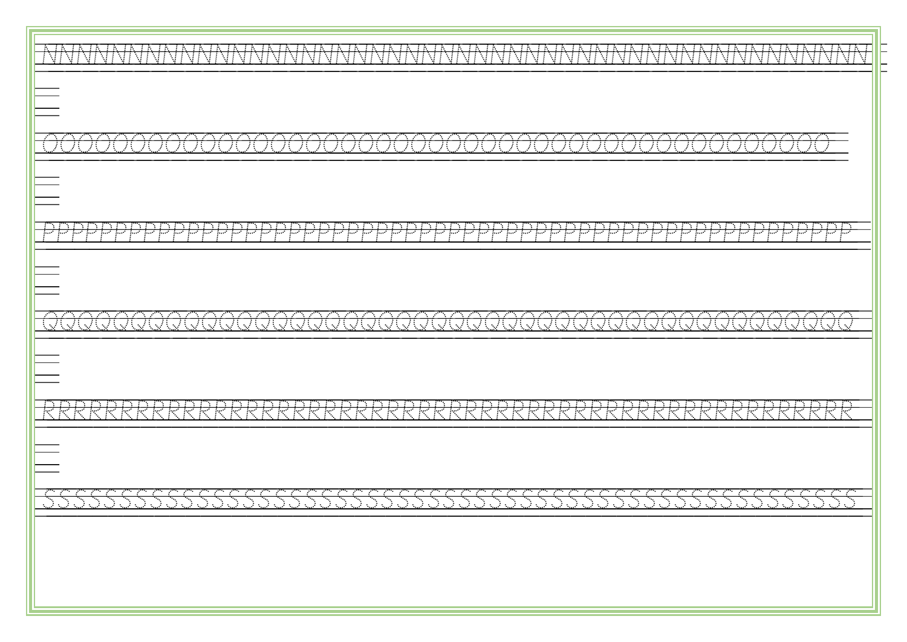NNNNNNNNNNNNNNNNNNNNNNNNNNNNNNNNNNNNNNNNNNNNNNNN

OOOOOOOOOOOOOOOOOOOOOOOOOOOOOOOOOOOOOOOOOOOOO

PPPPPPPPPPPPPPPPPPPPPPPPPPPPPPPPPPPPPPPPPPPPPPPP

QQQQQQQQQQQQQQQQQQQQQQQQQQQQQQQQQQQQQQQQQQQQQQ

RRRRRRRRRRRRRRRRRRRRRRRRRRRRRRRRRRRRRRRRRRRRRRRR

SSSSSSSSSSSSSSSSSSSSSSSSSSSSSSSSSSSSSSSSSSSSSSSSSSS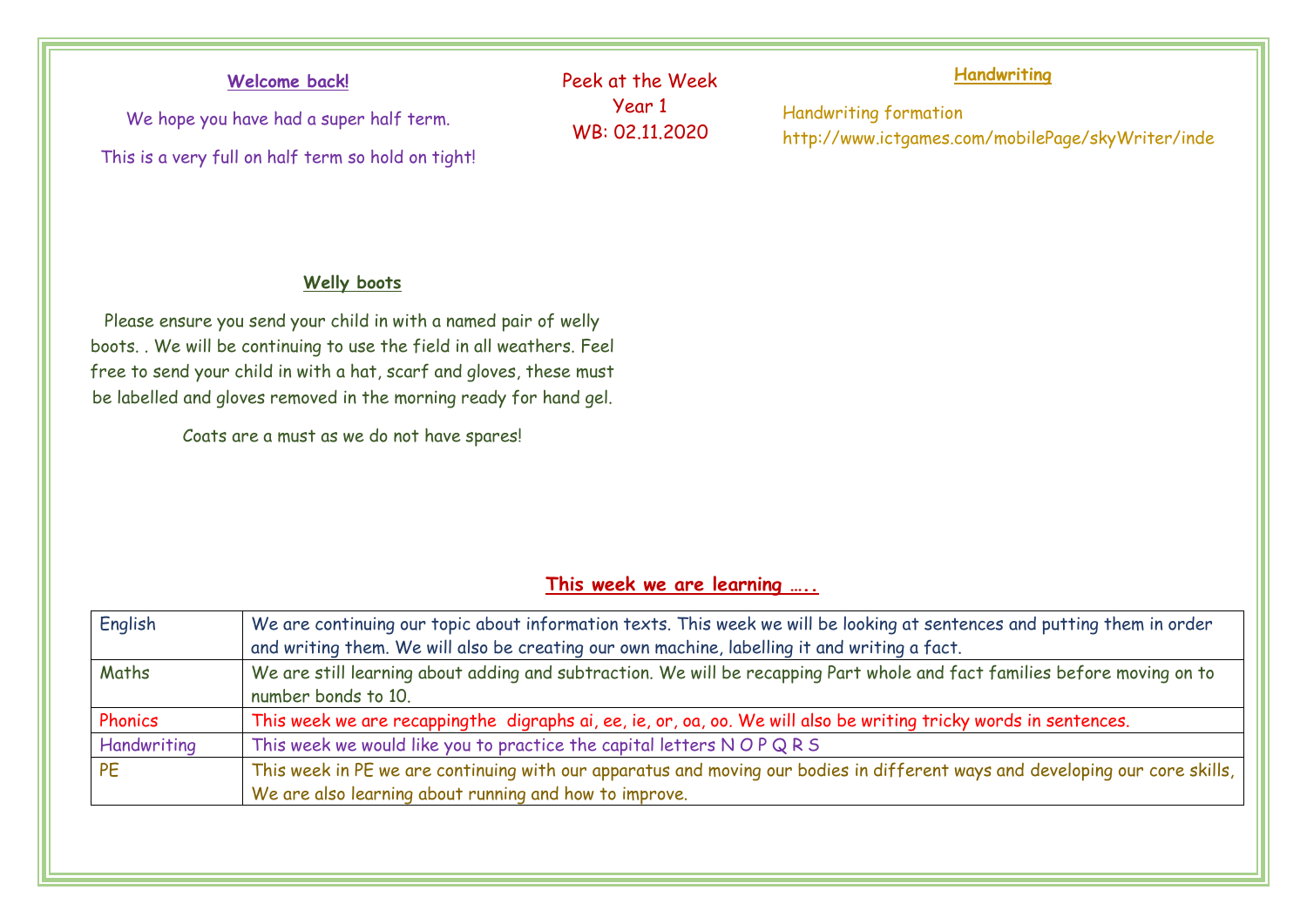Peek at the Week
Year 1
WB: 02.11.2020

## Welcome back!

We hope you have had a super half term.

This is a very full on half term so hold on tight!

## Handwriting

Handwriting formation
http://www.ictgames.com/mobilePage/skyWriter/inde

## Welly boots

Please ensure you send your child in with a named pair of welly boots. . We will be continuing to use the field in all weathers. Feel free to send your child in with a hat, scarf and gloves, these must be labelled and gloves removed in the morning ready for hand gel.

Coats are a must as we do not have spares!

## This week we are learning …..

| | |
|---|---|
| English | We are continuing our topic about information texts. This week we will be looking at sentences and putting them in order and writing them. We will also be creating our own machine, labelling it and writing a fact. |
| Maths | We are still learning about adding and subtraction. We will be recapping Part whole and fact families before moving on to number bonds to 10. |
| Phonics | This week we are recappingthe digraphs ai, ee, ie, or, oa, oo. We will also be writing tricky words in sentences. |
| Handwriting | This week we would like you to practice the capital letters N O P Q R S |
| PE | This week in PE we are continuing with our apparatus and moving our bodies in different ways and developing our core skills, We are also learning about running and how to improve. |